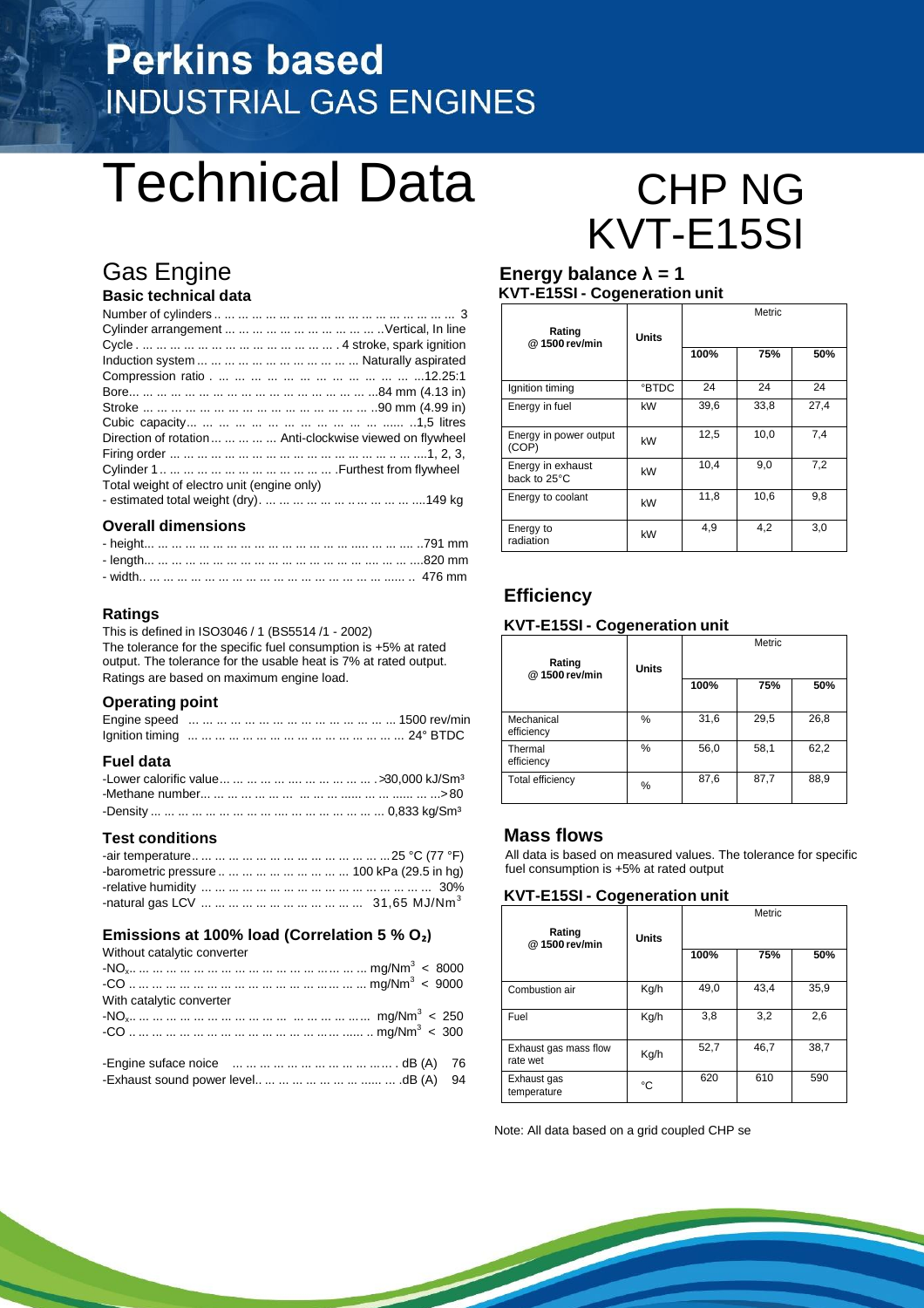# Perkins based
INDUSTRIAL GAS ENGINES

# Technical Data

# CHP NG
# KVT-E15SI

## Gas Engine

### Basic technical data

Number of cylinders .................................. 3
Cylinder arrangement .................................. Vertical, In line
Cycle .................................. 4 stroke, spark ignition
Induction system .................................. Naturally aspirated
Compression ratio .................................. 12.25:1
Bore .................................. 84 mm (4.13 in)
Stroke .................................. 90 mm (4.99 in)
Cubic capacity .................................. 1,5 litres
Direction of rotation .................................. Anti-clockwise viewed on flywheel
Firing order .................................. 1, 2, 3,
Cylinder 1 .................................. Furthest from flywheel
Total weight of electro unit (engine only)
- estimated total weight (dry) .................................. 149 kg

### Overall dimensions

- height .................................. 791 mm
- length .................................. 820 mm
- width .................................. 476 mm

### Ratings

This is defined in ISO3046 / 1 (BS5514 /1 - 2002)
The tolerance for the specific fuel consumption is +5% at rated output. The tolerance for the usable heat is 7% at rated output.
Ratings are based on maximum engine load.

### Operating point

Engine speed .................................. 1500 rev/min
Ignition timing .................................. 24° BTDC

### Fuel data

-Lower calorific value .................................. >30,000 kJ/Sm³
-Methane number .................................. > 80
-Density .................................. 0,833 kg/Sm³

### Test conditions

-air temperature .................................. 25 °C (77 °F)
-barometric pressure .................................. 100 kPa (29.5 in hg)
-relative humidity .................................. 30%
-natural gas LCV .................................. 31,65 MJ/Nm³

### Emissions at 100% load (Correlation 5 % $O_2$)

Without catalytic converter
-$NO_x$ .................................. mg/Nm³ < 8000
-CO .................................. mg/Nm³ < 9000
With catalytic converter
-$NO_x$ .................................. mg/Nm³ < 250
-CO .................................. mg/Nm³ < 300

-Engine suface noice .................................. dB (A) 76
-Exhaust sound power level .................................. dB (A) 94

## Energy balance λ = 1

### KVT-E15SI - Cogeneration unit

| Rating @ 1500 rev/min | Units | Metric | | |
|---|---|---|---|---|
| | | 100% | 75% | 50% |
| Ignition timing | °BTDC | 24 | 24 | 24 |
| Energy in fuel | kW | 39,6 | 33,8 | 27,4 |
| Energy in power output (COP) | kW | 12,5 | 10,0 | 7,4 |
| Energy in exhaust back to 25°C | kW | 10,4 | 9,0 | 7,2 |
| Energy to coolant | kW | 11,8 | 10,6 | 9,8 |
| Energy to radiation | kW | 4,9 | 4,2 | 3,0 |

## Efficiency

### KVT-E15SI - Cogeneration unit

| Rating @ 1500 rev/min | Units | Metric | | |
|---|---|---|---|---|
| | | 100% | 75% | 50% |
| Mechanical efficiency | % | 31,6 | 29,5 | 26,8 |
| Thermal efficiency | % | 56,0 | 58,1 | 62,2 |
| Total efficiency | % | 87,6 | 87,7 | 88,9 |

## Mass flows

All data is based on measured values. The tolerance for specific fuel consumption is +5% at rated output

### KVT-E15SI - Cogeneration unit

| Rating @ 1500 rev/min | Units | Metric | | |
|---|---|---|---|---|
| | | 100% | 75% | 50% |
| Combustion air | Kg/h | 49,0 | 43,4 | 35,9 |
| Fuel | Kg/h | 3,8 | 3,2 | 2,6 |
| Exhaust gas mass flow rate wet | Kg/h | 52,7 | 46,7 | 38,7 |
| Exhaust gas temperature | °C | 620 | 610 | 590 |

Note: All data based on a grid coupled CHP se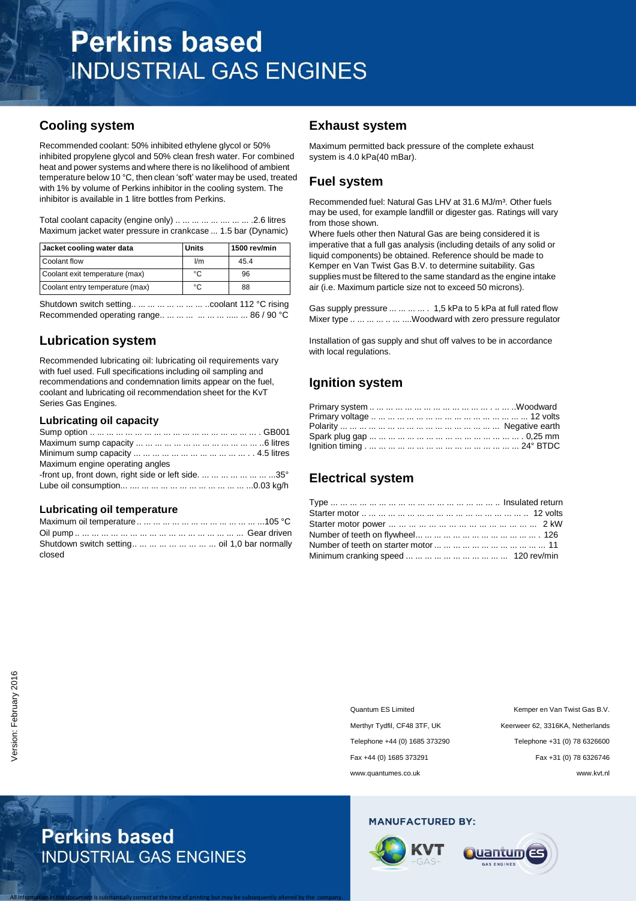# Perkins based
## INDUSTRIAL GAS ENGINES

## Cooling system

Recommended coolant: 50% inhibited ethylene glycol or 50% inhibited propylene glycol and 50% clean fresh water. For combined heat and power systems and where there is no likelihood of ambient temperature below 10 °C, then clean 'soft' water may be used, treated with 1% by volume of Perkins inhibitor in the cooling system. The inhibitor is available in 1 litre bottles from Perkins.

Total coolant capacity (engine only) .. ... ... ... ... .... ... ... .2.6 litres
Maximum jacket water pressure in crankcase ... 1.5 bar (Dynamic)

| Jacket cooling water data | Units | 1500 rev/min |
|---|---|---|
| Coolant flow | l/m | 45.4 |
| Coolant exit temperature (max) | °C | 96 |
| Coolant entry temperature (max) | °C | 88 |

Shutdown switch setting.. ... ... ... ... ... ... ..coolant 112 °C rising
Recommended operating range.. ... ... ... ... ... ..... ... 86 / 90 °C

## Lubrication system

Recommended lubricating oil: lubricating oil requirements vary with fuel used. Full specifications including oil sampling and recommendations and condemnation limits appear on the fuel, coolant and lubricating oil recommendation sheet for the KvT Series Gas Engines.

### Lubricating oil capacity

Sump option .. ... ... ... ... ... ... ... ... ... ... ... ... ... ... ... . GB001
Maximum sump capacity ... ... ... ... ... ... ... ... ... ... ... ..6 litres
Minimum sump capacity ... ... ... ... ... ... ... ... ... ... ... . . 4.5 litres
Maximum engine operating angles
-front up, front down, right side or left side. ... ... ... ... ... ... ...35°
Lube oil consumption... .... ... ... ... ... ... ... ... ... ... ... ...0.03 kg/h

### Lubricating oil temperature

Maximum oil temperature.. ... ... ... ... ... ... ... ... ... ... ...105 °C
Oil pump .. ... ... ... ... ... ... ... ... ... ... ... ... ... ... ... ... Gear driven
Shutdown switch setting.. ... ... ... ... ... ... ... oil 1,0 bar normally closed

## Exhaust system

Maximum permitted back pressure of the complete exhaust system is 4.0 kPa(40 mBar).

## Fuel system

Recommended fuel: Natural Gas LHV at 31.6 MJ/m³. Other fuels may be used, for example landfill or digester gas. Ratings will vary from those shown.
Where fuels other then Natural Gas are being considered it is imperative that a full gas analysis (including details of any solid or liquid components) be obtained. Reference should be made to Kemper en Van Twist Gas B.V. to determine suitability. Gas supplies must be filtered to the same standard as the engine intake air (i.e. Maximum particle size not to exceed 50 microns).

Gas supply pressure ... ... ... ... . 1,5 kPa to 5 kPa at full rated flow
Mixer type .. ... ... ... ... ....Woodward with zero pressure regulator

Installation of gas supply and shut off valves to be in accordance with local regulations.

## Ignition system

Primary system .. ... ... ... ... ... ... ... ... ... ... . .. ... ..Woodward
Primary voltage .. ... ... ... ... ... ... ... ... ... ... ... ... ... ... 12 volts
Polarity ... ... ... ... ... ... ... ... ... ... ... ... ... ... ... ... Negative earth
Spark plug gap ... ... ... ... ... ... ... ... ... ... ... ... ... ... ... . 0,25 mm
Ignition timing . ... ... ... ... ... ... ... ... ... ... ... ... ... ... ... 24° BTDC

## Electrical system

Type ... ... ... ... ... ... ... ... ... ... ... ... ... ... ... ... .. Insulated return
Starter motor .. ... ... ... ... ... ... ... ... ... ... ... ... ... ... .. 12 volts
Starter motor power ... ... ... ... ... ... ... ... ... ... ... ... ... 2 kW
Number of teeth on flywheel... ... ... ... ... ... ... ... ... ... ... . 126
Number of teeth on starter motor ... ... ... ... ... ... ... ... ... ... 11
Minimum cranking speed ... ... ... ... ... ... ... ... ... ... 120 rev/min

Version: February 2016

Quantum ES Limited
Merthyr Tydfil, CF48 3TF, UK
Telephone +44 (0) 1685 373290
Fax +44 (0) 1685 373291
www.quantumes.co.uk

Kemper en Van Twist Gas B.V.
Keerweer 62, 3316KA, Netherlands
Telephone +31 (0) 78 6326600
Fax +31 (0) 78 6326746
www.kvt.nl

# Perkins based
## INDUSTRIAL GAS ENGINES

**MANUFACTURED BY:**

All information in the document is substantially correct at the time of printing but may be subsequently altered by the company.